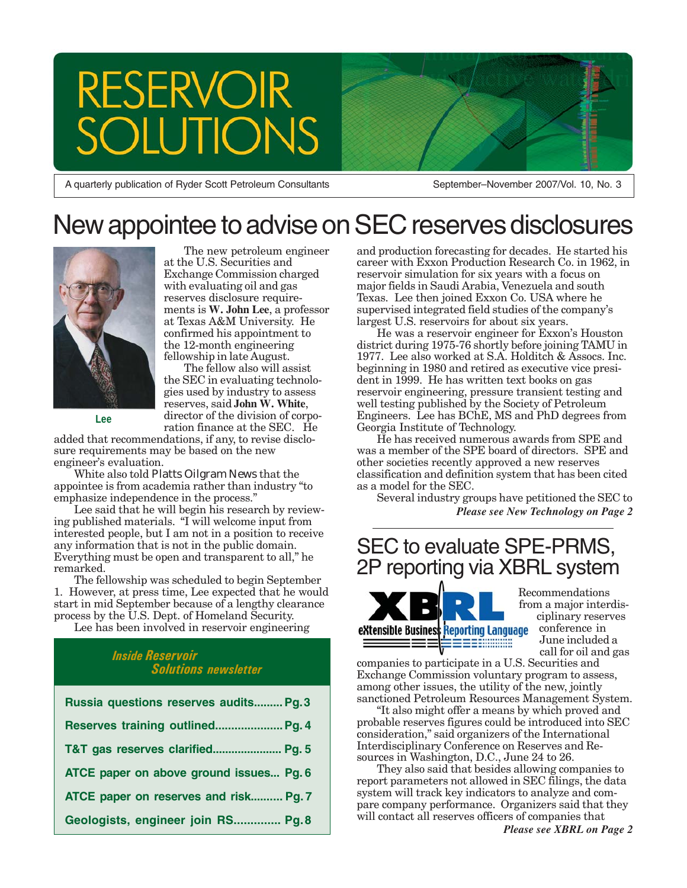# RESERVOIR SOLUTIONS

A quarterly publication of Ryder Scott Petroleum Consultants

September–November 2007/Vol. 10, No. 3

# New appointee to advise on SEC reserves disclosures

Lee

The new petroleum engineer at the U.S. Securities and Exchange Commission charged with evaluating oil and gas reserves disclosure requirements is **W. John Lee**, a professor at Texas A&M University. He confirmed his appointment to the 12-month engineering fellowship in late August.

The fellow also will assist the SEC in evaluating technologies used by industry to assess reserves, said **John W. White**, director of the division of corporation finance at the SEC. He added that recommendations, if any, to revise disclosure requirements may be based on the new engineer's evaluation.

White also told *Platts Oilgram News* that the appointee is from academia rather than industry "to emphasize independence in the process."

Lee said that he will begin his research by reviewing published materials. "I will welcome input from interested people, but I am not in a position to receive any information that is not in the public domain. Everything must be open and transparent to all," he remarked.

The fellowship was scheduled to begin September 1. However, at press time, Lee expected that he would start in mid September because of a lengthy clearance process by the U.S. Dept. of Homeland Security.

Lee has been involved in reservoir engineering and production forecasting for decades. He started his career with Exxon Production Research Co. in 1962, in reservoir simulation for six years with a focus on major fields in Saudi Arabia, Venezuela and south Texas. Lee then joined Exxon Co. USA where he supervised integrated field studies of the company's largest U.S. reservoirs for about six years.

He was a reservoir engineer for Exxon's Houston district during 1975-76 shortly before joining TAMU in 1977. Lee also worked at S.A. Holditch & Assocs. Inc. beginning in 1980 and retired as executive vice president in 1999. He has written text books on gas reservoir engineering, pressure transient testing and well testing published by the Society of Petroleum Engineers. Lee has BChE, MS and PhD degrees from Georgia Institute of Technology.

He has received numerous awards from SPE and was a member of the SPE board of directors. SPE and other societies recently approved a new reserves classification and definition system that has been cited as a model for the SEC.

Several industry groups have petitioned the SEC to

***Please see New Technology on Page 2***

### *Inside Reservoir Solutions newsletter*

- **Russia questions reserves audits......... Pg. 3**
- **Reserves training outlined..................... Pg. 4**
- **T&T gas reserves clarified...................... Pg. 5**
- **ATCE paper on above ground issues... Pg. 6**
- **ATCE paper on reserves and risk.......... Pg. 7**
- **Geologists, engineer join RS.............. Pg. 8**

# SEC to evaluate SPE-PRMS, 2P reporting via XBRL system

XBRL eXtensible Business Reporting Language

Recommendations from a major interdisciplinary reserves conference in June included a call for oil and gas companies to participate in a U.S. Securities and Exchange Commission voluntary program to assess, among other issues, the utility of the new, jointly sanctioned Petroleum Resources Management System.

"It also might offer a means by which proved and probable reserves figures could be introduced into SEC consideration," said organizers of the International Interdisciplinary Conference on Reserves and Resources in Washington, D.C., June 24 to 26.

They also said that besides allowing companies to report parameters not allowed in SEC filings, the data system will track key indicators to analyze and compare company performance. Organizers said that they will contact all reserves officers of companies that

***Please see XBRL on Page 2***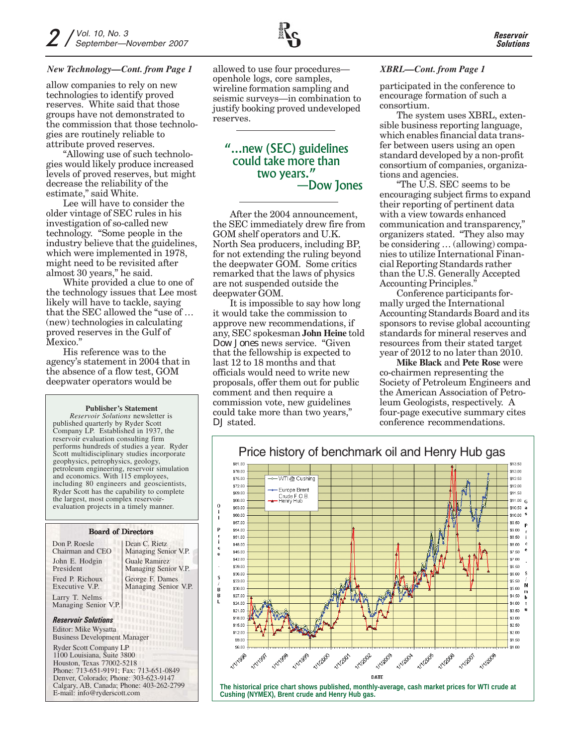*New Technology—Cont. from Page 1*

allow companies to rely on new technologies to identify proved reserves. White said that those groups have not demonstrated to the commission that those technologies are routinely reliable to attribute proved reserves.

"Allowing use of such technologies would likely produce increased levels of proved reserves, but might decrease the reliability of the estimate," said White.

Lee will have to consider the older vintage of SEC rules in his investigation of so-called new technology. "Some people in the industry believe that the guidelines, which were implemented in 1978, might need to be revisited after almost 30 years," he said.

White provided a clue to one of the technology issues that Lee most likely will have to tackle, saying that the SEC allowed the "use of … (new) technologies in calculating proved reserves in the Gulf of Mexico."

His reference was to the agency's statement in 2004 that in the absence of a flow test, GOM deepwater operators would be allowed to use four procedures—openhole logs, core samples, wireline formation sampling and seismic surveys—in combination to justify booking proved undeveloped reserves.

> "…new (SEC) guidelines could take more than two years."
> —Dow Jones

After the 2004 announcement, the SEC immediately drew fire from GOM shelf operators and U.K. North Sea producers, including BP, for not extending the ruling beyond the deepwater GOM. Some critics remarked that the laws of physics are not suspended outside the deepwater GOM.

It is impossible to say how long it would take the commission to approve new recommendations, if any, SEC spokesman **John Heine** told *Dow Jones* news service. "Given that the fellowship is expected to last 12 to 18 months and that officials would need to write new proposals, offer them out for public comment and then require a commission vote, new guidelines could take more than two years," DJ stated.

*XBRL—Cont. from Page 1*

participated in the conference to encourage formation of such a consortium.

The system uses XBRL, extensible business reporting language, which enables financial data transfer between users using an open standard developed by a non-profit consortium of companies, organizations and agencies.

"The U.S. SEC seems to be encouraging subject firms to expand their reporting of pertinent data with a view towards enhanced communication and transparency," organizers stated. "They also may be considering … (allowing) companies to utilize International Financial Reporting Standards rather than the U.S. Generally Accepted Accounting Principles."

Conference participants formally urged the International Accounting Standards Board and its sponsors to revise global accounting standards for mineral reserves and resources from their stated target year of 2012 to no later than 2010.

**Mike Black** and **Pete Rose** were co-chairmen representing the Society of Petroleum Engineers and the American Association of Petroleum Geologists, respectively. A four-page executive summary cites conference recommendations.

**Publisher's Statement**

*Reservoir Solutions* newsletter is published quarterly by Ryder Scott Company LP. Established in 1937, the reservoir evaluation consulting firm performs hundreds of studies a year. Ryder Scott multidisciplinary studies incorporate geophysics, petrophysics, geology, petroleum engineering, reservoir simulation and economics. With 115 employees, including 80 engineers and geoscientists, Ryder Scott has the capability to complete the largest, most complex reservoir-evaluation projects in a timely manner.

**Board of Directors**

Don P. Roesle, Chairman and CEO
John E. Hodgin, President
Fred P. Richoux, Executive V.P.
Larry T. Nelms, Managing Senior V.P.
Dean C. Rietz, Managing Senior V.P.
Guale Ramirez, Managing Senior V.P.
George F. Dames, Managing Senior V.P.

***Reservoir Solutions***

Editor: Mike Wysatta
Business Development Manager

Ryder Scott Company LP
1100 Louisiana, Suite 3800
Houston, Texas 77002-5218
Phone: 713-651-9191; Fax: 713-651-0849
Denver, Colorado; Phone: 303-623-9147
Calgary, AB, Canada; Phone: 403-262-2799
E-mail: info@ryderscott.com

Price history of benchmark oil and Henry Hub gas

**The historical price chart shows published, monthly-average, cash market prices for WTI crude at Cushing (NYMEX), Brent crude and Henry Hub gas.**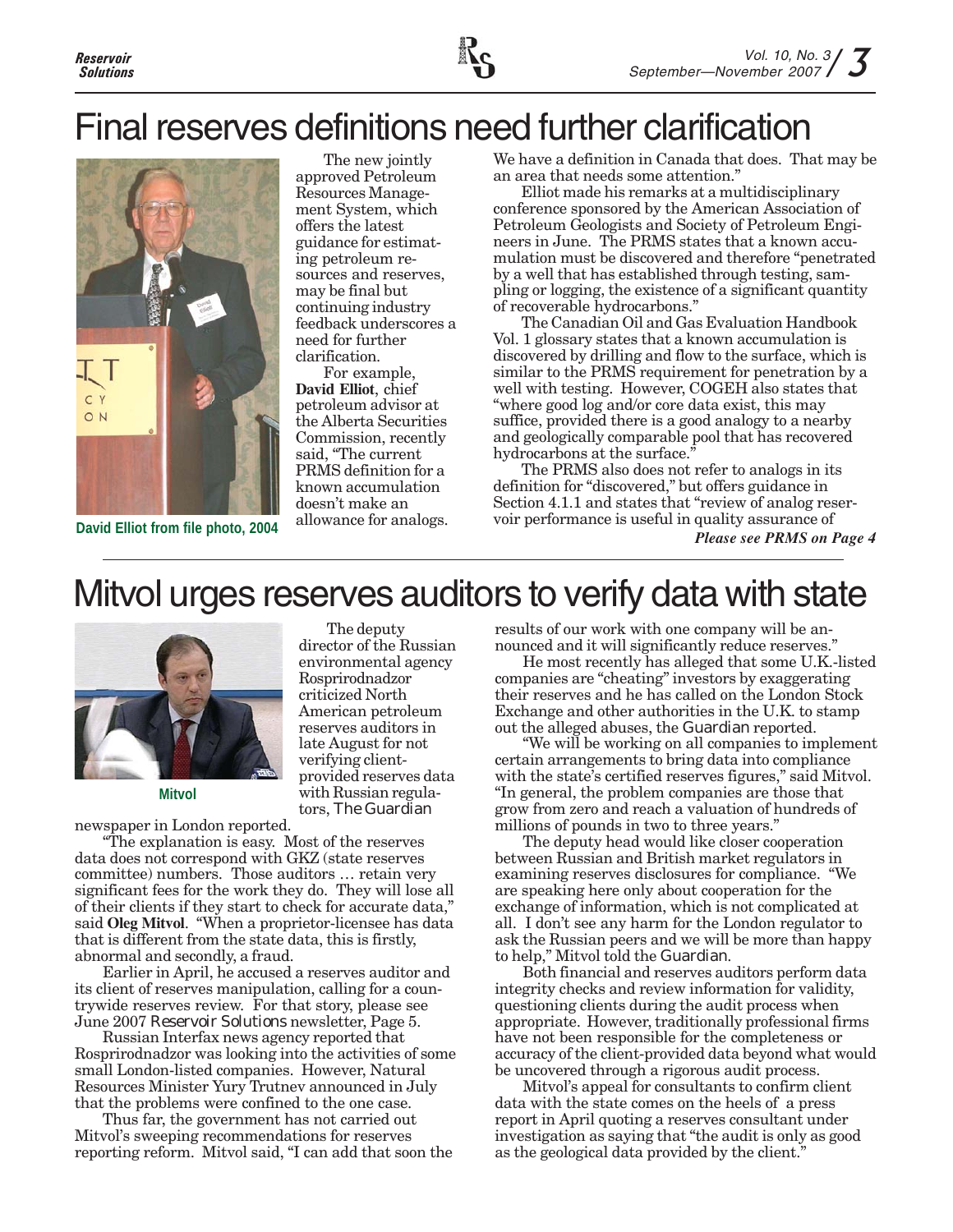# Final reserves definitions need further clarification

David Elliot from file photo, 2004

The new jointly approved Petroleum Resources Management System, which offers the latest guidance for estimating petroleum resources and reserves, may be final but continuing industry feedback underscores a need for further clarification.

For example, **David Elliot**, chief petroleum advisor at the Alberta Securities Commission, recently said, "The current PRMS definition for a known accumulation doesn't make an allowance for analogs. We have a definition in Canada that does. That may be an area that needs some attention."

Elliot made his remarks at a multidisciplinary conference sponsored by the American Association of Petroleum Geologists and Society of Petroleum Engineers in June. The PRMS states that a known accumulation must be discovered and therefore "penetrated by a well that has established through testing, sampling or logging, the existence of a significant quantity of recoverable hydrocarbons."

The Canadian Oil and Gas Evaluation Handbook Vol. 1 glossary states that a known accumulation is discovered by drilling and flow to the surface, which is similar to the PRMS requirement for penetration by a well with testing. However, COGEH also states that "where good log and/or core data exist, this may suffice, provided there is a good analogy to a nearby and geologically comparable pool that has recovered hydrocarbons at the surface."

The PRMS also does not refer to analogs in its definition for "discovered," but offers guidance in Section 4.1.1 and states that "review of analog reservoir performance is useful in quality assurance of

***Please see PRMS on Page 4***

# Mitvol urges reserves auditors to verify data with state

Mitvol

The deputy director of the Russian environmental agency Rosprirodnadzor criticized North American petroleum reserves auditors in late August for not verifying client-provided reserves data with Russian regulators, *The Guardian* newspaper in London reported.

"The explanation is easy. Most of the reserves data does not correspond with GKZ (state reserves committee) numbers. Those auditors … retain very significant fees for the work they do. They will lose all of their clients if they start to check for accurate data," said **Oleg Mitvol**. "When a proprietor-licensee has data that is different from the state data, this is firstly, abnormal and secondly, a fraud.

Earlier in April, he accused a reserves auditor and its client of reserves manipulation, calling for a countrywide reserves review. For that story, please see June 2007 *Reservoir Solutions* newsletter, Page 5.

Russian Interfax news agency reported that Rosprirodnadzor was looking into the activities of some small London-listed companies. However, Natural Resources Minister Yury Trutnev announced in July that the problems were confined to the one case.

Thus far, the government has not carried out Mitvol's sweeping recommendations for reserves reporting reform. Mitvol said, "I can add that soon the results of our work with one company will be announced and it will significantly reduce reserves."

He most recently has alleged that some U.K.-listed companies are "cheating" investors by exaggerating their reserves and he has called on the London Stock Exchange and other authorities in the U.K. to stamp out the alleged abuses, the *Guardian* reported.

"We will be working on all companies to implement certain arrangements to bring data into compliance with the state's certified reserves figures," said Mitvol. "In general, the problem companies are those that grow from zero and reach a valuation of hundreds of millions of pounds in two to three years."

The deputy head would like closer cooperation between Russian and British market regulators in examining reserves disclosures for compliance. "We are speaking here only about cooperation for the exchange of information, which is not complicated at all. I don't see any harm for the London regulator to ask the Russian peers and we will be more than happy to help," Mitvol told the *Guardian*.

Both financial and reserves auditors perform data integrity checks and review information for validity, questioning clients during the audit process when appropriate. However, traditionally professional firms have not been responsible for the completeness or accuracy of the client-provided data beyond what would be uncovered through a rigorous audit process.

Mitvol's appeal for consultants to confirm client data with the state comes on the heels of a press report in April quoting a reserves consultant under investigation as saying that "the audit is only as good as the geological data provided by the client."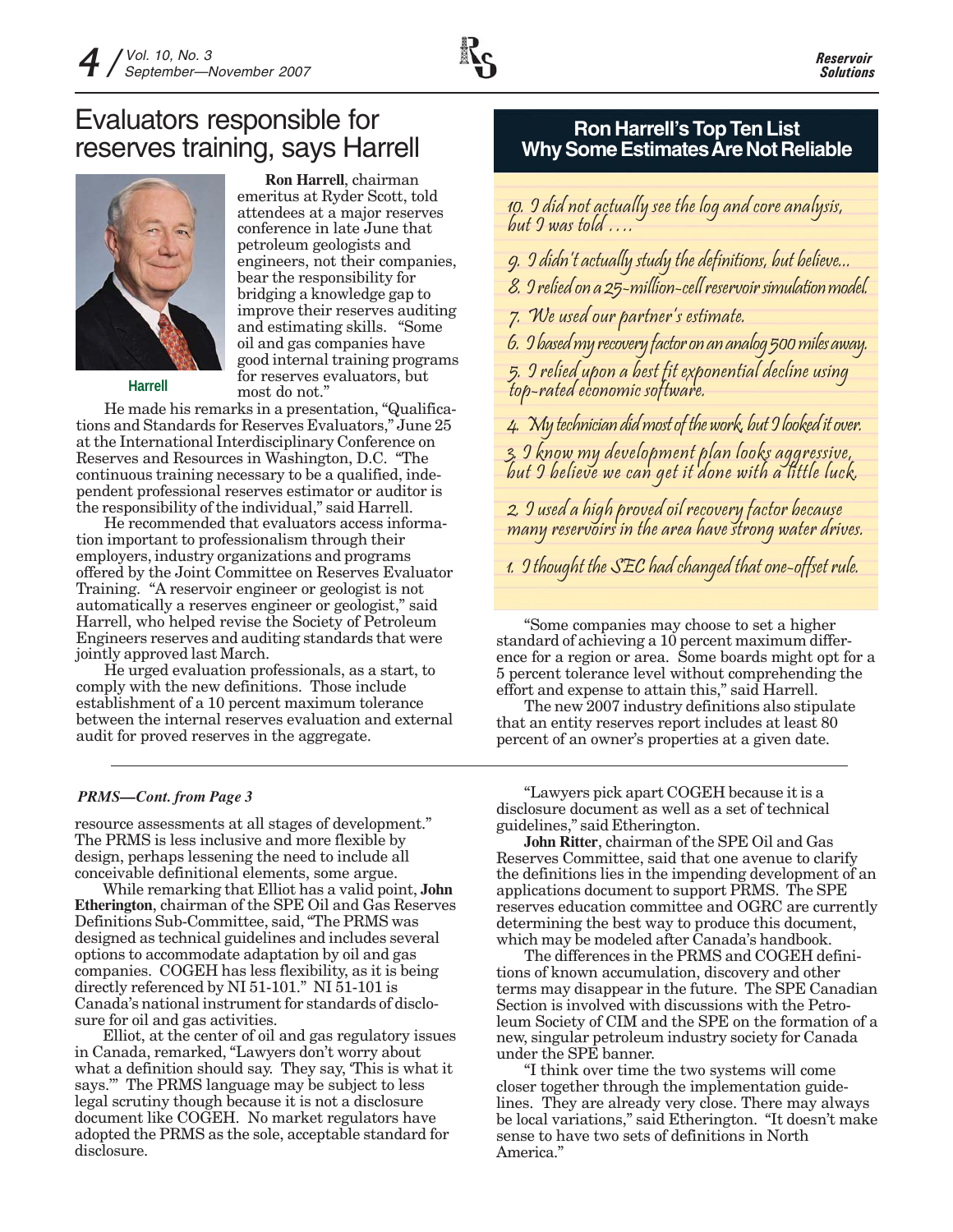# Evaluators responsible for reserves training, says Harrell

Harrell

**Ron Harrell**, chairman emeritus at Ryder Scott, told attendees at a major reserves conference in late June that petroleum geologists and engineers, not their companies, bear the responsibility for bridging a knowledge gap to improve their reserves auditing and estimating skills. "Some oil and gas companies have good internal training programs for reserves evaluators, but most do not."

He made his remarks in a presentation, "Qualifications and Standards for Reserves Evaluators," June 25 at the International Interdisciplinary Conference on Reserves and Resources in Washington, D.C. "The continuous training necessary to be a qualified, independent professional reserves estimator or auditor is the responsibility of the individual," said Harrell.

He recommended that evaluators access information important to professionalism through their employers, industry organizations and programs offered by the Joint Committee on Reserves Evaluator Training. "A reservoir engineer or geologist is not automatically a reserves engineer or geologist," said Harrell, who helped revise the Society of Petroleum Engineers reserves and auditing standards that were jointly approved last March.

He urged evaluation professionals, as a start, to comply with the new definitions. Those include establishment of a 10 percent maximum tolerance between the internal reserves evaluation and external audit for proved reserves in the aggregate.

## Ron Harrell's Top Ten List Why Some Estimates Are Not Reliable

10. I did not actually see the log and core analysis, but I was told ....
9. I didn't actually study the definitions, but believe...
8. I relied on a 25-million-cell reservoir simulation model.
7. We used our partner's estimate.
6. I based my recovery factor on an analog 500 miles away.
5. I relied upon a best fit exponential decline using top-rated economic software.
4. My technician did most of the work, but I looked it over.
3. I know my development plan looks aggressive, but I believe we can get it done with a little luck.
2. I used a high proved oil recovery factor because many reservoirs in the area have strong water drives.
1. I thought the SEC had changed that one-offset rule.

"Some companies may choose to set a higher standard of achieving a 10 percent maximum difference for a region or area. Some boards might opt for a 5 percent tolerance level without comprehending the effort and expense to attain this," said Harrell.

The new 2007 industry definitions also stipulate that an entity reserves report includes at least 80 percent of an owner's properties at a given date.

---

*PRMS—Cont. from Page 3*

resource assessments at all stages of development." The PRMS is less inclusive and more flexible by design, perhaps lessening the need to include all conceivable definitional elements, some argue.

While remarking that Elliot has a valid point, **John Etherington**, chairman of the SPE Oil and Gas Reserves Definitions Sub-Committee, said, "The PRMS was designed as technical guidelines and includes several options to accommodate adaptation by oil and gas companies. COGEH has less flexibility, as it is being directly referenced by NI 51-101." NI 51-101 is Canada's national instrument for standards of disclosure for oil and gas activities.

Elliot, at the center of oil and gas regulatory issues in Canada, remarked, "Lawyers don't worry about what a definition should say. They say, 'This is what it says.'" The PRMS language may be subject to less legal scrutiny though because it is not a disclosure document like COGEH. No market regulators have adopted the PRMS as the sole, acceptable standard for disclosure.

"Lawyers pick apart COGEH because it is a disclosure document as well as a set of technical guidelines," said Etherington.

**John Ritter**, chairman of the SPE Oil and Gas Reserves Committee, said that one avenue to clarify the definitions lies in the impending development of an applications document to support PRMS. The SPE reserves education committee and OGRC are currently determining the best way to produce this document, which may be modeled after Canada's handbook.

The differences in the PRMS and COGEH definitions of known accumulation, discovery and other terms may disappear in the future. The SPE Canadian Section is involved with discussions with the Petroleum Society of CIM and the SPE on the formation of a new, singular petroleum industry society for Canada under the SPE banner.

"I think over time the two systems will come closer together through the implementation guidelines. They are already very close. There may always be local variations," said Etherington. "It doesn't make sense to have two sets of definitions in North America."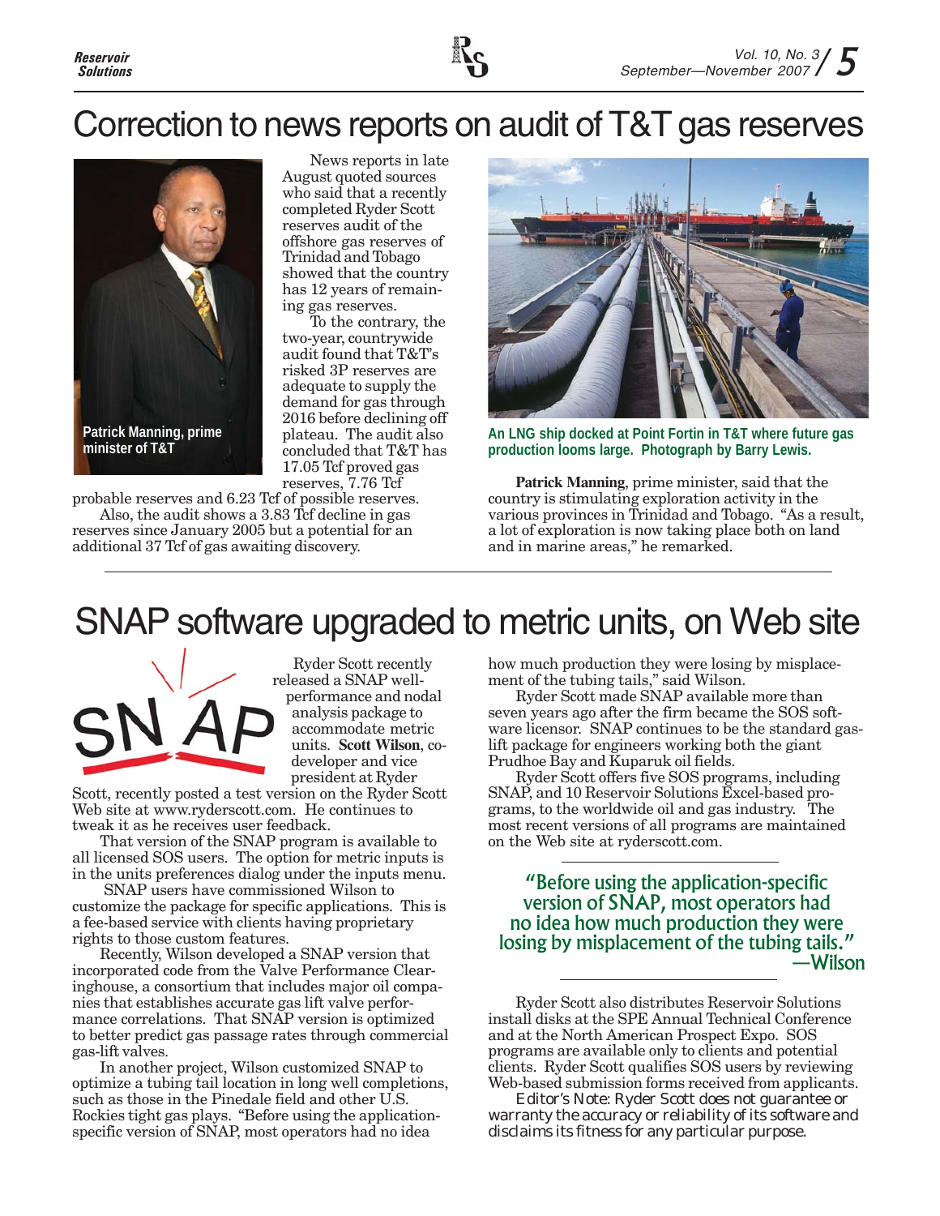# Correction to news reports on audit of T&T gas reserves

Patrick Manning, prime minister of T&T

News reports in late August quoted sources who said that a recently completed Ryder Scott reserves audit of the offshore gas reserves of Trinidad and Tobago showed that the country has 12 years of remaining gas reserves.

To the contrary, the two-year, countrywide audit found that T&T's risked 3P reserves are adequate to supply the demand for gas through 2016 before declining off plateau. The audit also concluded that T&T has 17.05 Tcf proved gas reserves, 7.76 Tcf probable reserves and 6.23 Tcf of possible reserves.

Also, the audit shows a 3.83 Tcf decline in gas reserves since January 2005 but a potential for an additional 37 Tcf of gas awaiting discovery.

An LNG ship docked at Point Fortin in T&T where future gas production looms large. Photograph by Barry Lewis.

**Patrick Manning**, prime minister, said that the country is stimulating exploration activity in the various provinces in Trinidad and Tobago. "As a result, a lot of exploration is now taking place both on land and in marine areas," he remarked.

# SNAP software upgraded to metric units, on Web site

Ryder Scott recently released a SNAP well-performance and nodal analysis package to accommodate metric units. **Scott Wilson**, co-developer and vice president at Ryder Scott, recently posted a test version on the Ryder Scott Web site at www.ryderscott.com. He continues to tweak it as he receives user feedback.

That version of the SNAP program is available to all licensed SOS users. The option for metric inputs is in the units preferences dialog under the inputs menu.

SNAP users have commissioned Wilson to customize the package for specific applications. This is a fee-based service with clients having proprietary rights to those custom features.

Recently, Wilson developed a SNAP version that incorporated code from the Valve Performance Clearinghouse, a consortium that includes major oil companies that establishes accurate gas lift valve performance correlations. That SNAP version is optimized to better predict gas passage rates through commercial gas-lift valves.

In another project, Wilson customized SNAP to optimize a tubing tail location in long well completions, such as those in the Pinedale field and other U.S. Rockies tight gas plays. "Before using the application-specific version of SNAP, most operators had no idea how much production they were losing by misplacement of the tubing tails," said Wilson.

Ryder Scott made SNAP available more than seven years ago after the firm became the SOS software licensor. SNAP continues to be the standard gas-lift package for engineers working both the giant Prudhoe Bay and Kuparuk oil fields.

Ryder Scott offers five SOS programs, including SNAP, and 10 Reservoir Solutions Excel-based programs, to the worldwide oil and gas industry. The most recent versions of all programs are maintained on the Web site at ryderscott.com.

> "Before using the application-specific version of SNAP, most operators had no idea how much production they were losing by misplacement of the tubing tails."
> —Wilson

Ryder Scott also distributes Reservoir Solutions install disks at the SPE Annual Technical Conference and at the North American Prospect Expo. SOS programs are available only to clients and potential clients. Ryder Scott qualifies SOS users by reviewing Web-based submission forms received from applicants.

Editor's Note: Ryder Scott does not guarantee or warranty the accuracy or reliability of its software and disclaims its fitness for any particular purpose.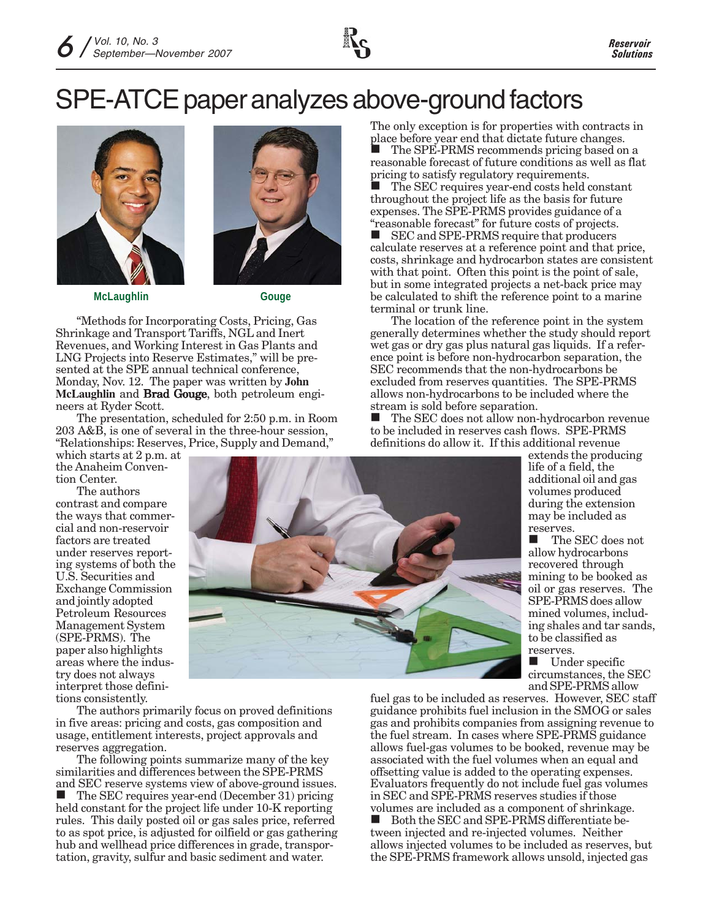# SPE-ATCE paper analyzes above-ground factors

McLaughlin

Gouge

"Methods for Incorporating Costs, Pricing, Gas Shrinkage and Transport Tariffs, NGL and Inert Revenues, and Working Interest in Gas Plants and LNG Projects into Reserve Estimates," will be presented at the SPE annual technical conference, Monday, Nov. 12. The paper was written by **John McLaughlin** and **Brad Gouge**, both petroleum engineers at Ryder Scott.

The presentation, scheduled for 2:50 p.m. in Room 203 A&B, is one of several in the three-hour session, "Relationships: Reserves, Price, Supply and Demand," which starts at 2 p.m. at the Anaheim Convention Center.

The authors contrast and compare the ways that commercial and non-reservoir factors are treated under reserves reporting systems of both the U.S. Securities and Exchange Commission and jointly adopted Petroleum Resources Management System (SPE-PRMS). The paper also highlights areas where the industry does not always interpret those definitions consistently.

The authors primarily focus on proved definitions in five areas: pricing and costs, gas composition and usage, entitlement interests, project approvals and reserves aggregation.

The following points summarize many of the key similarities and differences between the SPE-PRMS and SEC reserve systems view of above-ground issues.

- The SEC requires year-end (December 31) pricing held constant for the project life under 10-K reporting rules. This daily posted oil or gas sales price, referred to as spot price, is adjusted for oilfield or gas gathering hub and wellhead price differences in grade, transportation, gravity, sulfur and basic sediment and water. The only exception is for properties with contracts in place before year end that dictate future changes.
- The SPE-PRMS recommends pricing based on a reasonable forecast of future conditions as well as flat pricing to satisfy regulatory requirements.
- The SEC requires year-end costs held constant throughout the project life as the basis for future expenses. The SPE-PRMS provides guidance of a "reasonable forecast" for future costs of projects.
- SEC and SPE-PRMS require that producers calculate reserves at a reference point and that price, costs, shrinkage and hydrocarbon states are consistent with that point. Often this point is the point of sale, but in some integrated projects a net-back price may be calculated to shift the reference point to a marine terminal or trunk line.

The location of the reference point in the system generally determines whether the study should report wet gas or dry gas plus natural gas liquids. If a reference point is before non-hydrocarbon separation, the SEC recommends that the non-hydrocarbons be excluded from reserves quantities. The SPE-PRMS allows non-hydrocarbons to be included where the stream is sold before separation.

- The SEC does not allow non-hydrocarbon revenue to be included in reserves cash flows. SPE-PRMS definitions do allow it. If this additional revenue extends the producing life of a field, the additional oil and gas volumes produced during the extension may be included as reserves.
- The SEC does not allow hydrocarbons recovered through mining to be booked as oil or gas reserves. The SPE-PRMS does allow mined volumes, including shales and tar sands, to be classified as reserves.
- Under specific circumstances, the SEC and SPE-PRMS allow fuel gas to be included as reserves. However, SEC staff guidance prohibits fuel inclusion in the SMOG or sales gas and prohibits companies from assigning revenue to the fuel stream. In cases where SPE-PRMS guidance allows fuel-gas volumes to be booked, revenue may be associated with the fuel volumes when an equal and offsetting value is added to the operating expenses. Evaluators frequently do not include fuel gas volumes in SEC and SPE-PRMS reserves studies if those volumes are included as a component of shrinkage.
- Both the SEC and SPE-PRMS differentiate between injected and re-injected volumes. Neither allows injected volumes to be included as reserves, but the SPE-PRMS framework allows unsold, injected gas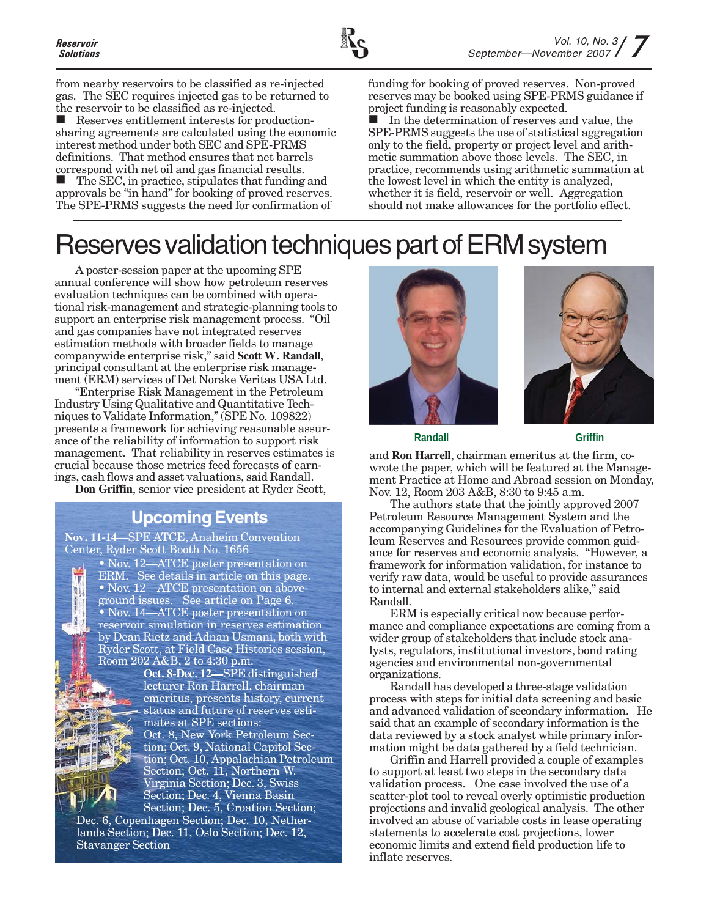from nearby reservoirs to be classified as re-injected gas. The SEC requires injected gas to be returned to the reservoir to be classified as re-injected.

- Reserves entitlement interests for production-sharing agreements are calculated using the economic interest method under both SEC and SPE-PRMS definitions. That method ensures that net barrels correspond with net oil and gas financial results.
- The SEC, in practice, stipulates that funding and approvals be "in hand" for booking of proved reserves. The SPE-PRMS suggests the need for confirmation of funding for booking of proved reserves. Non-proved reserves may be booked using SPE-PRMS guidance if project funding is reasonably expected.
- In the determination of reserves and value, the SPE-PRMS suggests the use of statistical aggregation only to the field, property or project level and arithmetic summation above those levels. The SEC, in practice, recommends using arithmetic summation at the lowest level in which the entity is analyzed, whether it is field, reservoir or well. Aggregation should not make allowances for the portfolio effect.

# Reserves validation techniques part of ERM system

A poster-session paper at the upcoming SPE annual conference will show how petroleum reserves evaluation techniques can be combined with operational risk-management and strategic-planning tools to support an enterprise risk management process. "Oil and gas companies have not integrated reserves estimation methods with broader fields to manage companywide enterprise risk," said **Scott W. Randall**, principal consultant at the enterprise risk management (ERM) services of Det Norske Veritas USA Ltd.

"Enterprise Risk Management in the Petroleum Industry Using Qualitative and Quantitative Techniques to Validate Information," (SPE No. 109822) presents a framework for achieving reasonable assurance of the reliability of information to support risk management. That reliability in reserves estimates is crucial because those metrics feed forecasts of earnings, cash flows and asset valuations, said Randall.

**Don Griffin**, senior vice president at Ryder Scott, and **Ron Harrell**, chairman emeritus at the firm, co-wrote the paper, which will be featured at the Management Practice at Home and Abroad session on Monday, Nov. 12, Room 203 A&B, 8:30 to 9:45 a.m.

Randall

Griffin

The authors state that the jointly approved 2007 Petroleum Resource Management System and the accompanying Guidelines for the Evaluation of Petroleum Reserves and Resources provide common guidance for reserves and economic analysis. "However, a framework for information validation, for instance to verify raw data, would be useful to provide assurances to internal and external stakeholders alike," said Randall.

ERM is especially critical now because performance and compliance expectations are coming from a wider group of stakeholders that include stock analysts, regulators, institutional investors, bond rating agencies and environmental non-governmental organizations.

Randall has developed a three-stage validation process with steps for initial data screening and basic and advanced validation of secondary information. He said that an example of secondary information is the data reviewed by a stock analyst while primary information might be data gathered by a field technician.

Griffin and Harrell provided a couple of examples to support at least two steps in the secondary data validation process. One case involved the use of a scatter-plot tool to reveal overly optimistic production projections and invalid geological analysis. The other involved an abuse of variable costs in lease operating statements to accelerate cost projections, lower economic limits and extend field production life to inflate reserves.

## Upcoming Events

**Nov. 11-14**—SPE ATCE, Anaheim Convention Center, Ryder Scott Booth No. 1656

- Nov. 12—ATCE poster presentation on ERM. See details in article on this page.
- Nov. 12—ATCE presentation on above-ground issues. See article on Page 6.
- Nov. 14—ATCE poster presentation on reservoir simulation in reserves estimation by Dean Rietz and Adnan Usmani, both with Ryder Scott, at Field Case Histories session, Room 202 A&B, 2 to 4:30 p.m.

**Oct. 8-Dec. 12**—SPE distinguished lecturer Ron Harrell, chairman emeritus, presents history, current status and future of reserves estimates at SPE sections: Oct. 8, New York Petroleum Section; Oct. 9, National Capitol Section; Oct. 10, Appalachian Petroleum Section; Oct. 11, Northern W. Virginia Section; Dec. 3, Swiss Section; Dec. 4, Vienna Basin Section; Dec. 5, Croation Section; Dec. 6, Copenhagen Section; Dec. 10, Netherlands Section; Dec. 11, Oslo Section; Dec. 12, Stavanger Section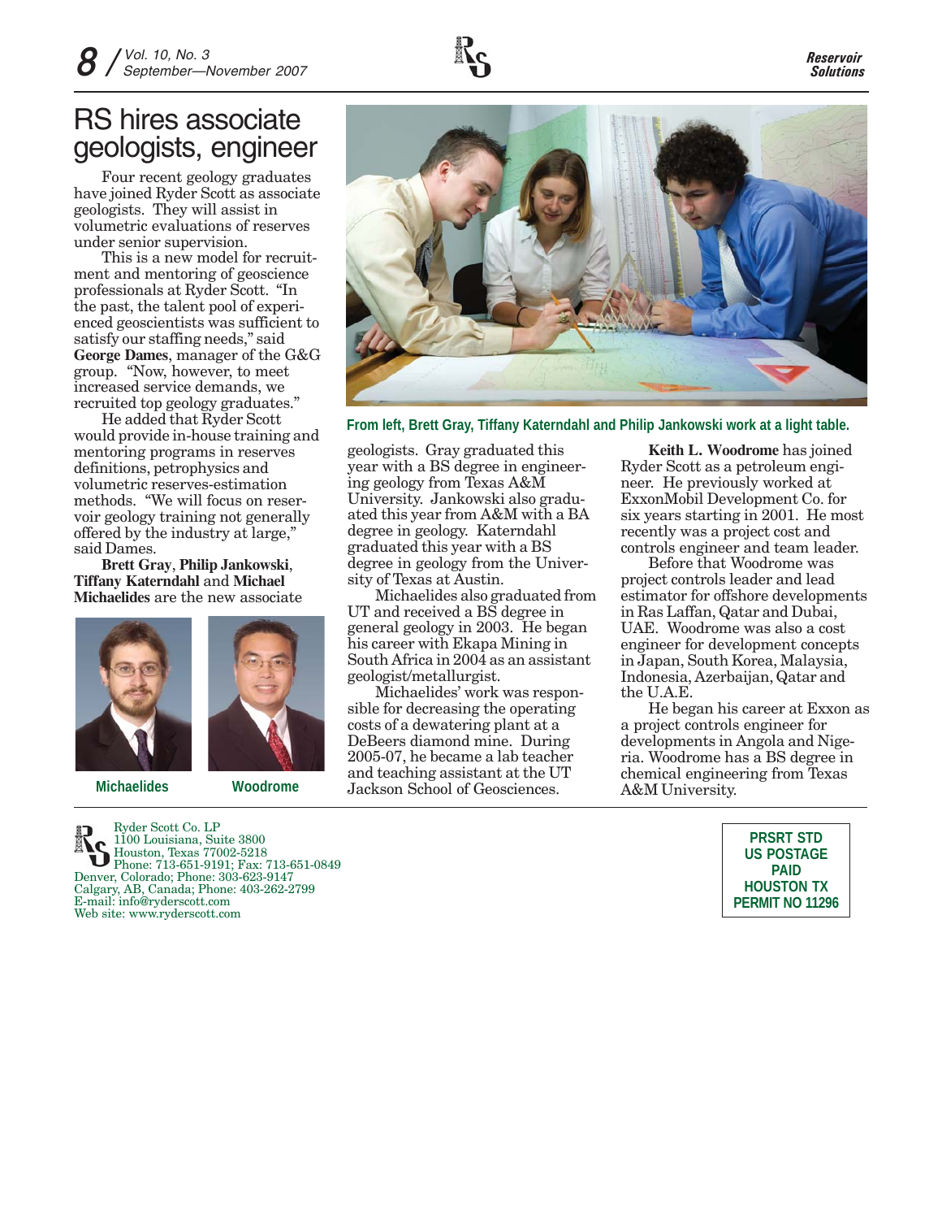# RS hires associate geologists, engineer

Four recent geology graduates have joined Ryder Scott as associate geologists. They will assist in volumetric evaluations of reserves under senior supervision.

This is a new model for recruitment and mentoring of geoscience professionals at Ryder Scott. "In the past, the talent pool of experienced geoscientists was sufficient to satisfy our staffing needs," said **George Dames**, manager of the G&G group. "Now, however, to meet increased service demands, we recruited top geology graduates."

He added that Ryder Scott would provide in-house training and mentoring programs in reserves definitions, petrophysics and volumetric reserves-estimation methods. "We will focus on reservoir geology training not generally offered by the industry at large," said Dames.

**Brett Gray**, **Philip Jankowski**, **Tiffany Katerndahl** and **Michael Michaelides** are the new associate geologists. Gray graduated this year with a BS degree in engineering geology from Texas A&M University. Jankowski also graduated this year from A&M with a BA degree in geology. Katerndahl graduated this year with a BS degree in geology from the University of Texas at Austin.

Michaelides

Woodrome

From left, Brett Gray, Tiffany Katerndahl and Philip Jankowski work at a light table.

Michaelides also graduated from UT and received a BS degree in general geology in 2003. He began his career with Ekapa Mining in South Africa in 2004 as an assistant geologist/metallurgist.

Michaelides' work was responsible for decreasing the operating costs of a dewatering plant at a DeBeers diamond mine. During 2005-07, he became a lab teacher and teaching assistant at the UT Jackson School of Geosciences.

**Keith L. Woodrome** has joined Ryder Scott as a petroleum engineer. He previously worked at ExxonMobil Development Co. for six years starting in 2001. He most recently was a project cost and controls engineer and team leader.

Before that Woodrome was project controls leader and lead estimator for offshore developments in Ras Laffan, Qatar and Dubai, UAE. Woodrome was also a cost engineer for development concepts in Japan, South Korea, Malaysia, Indonesia, Azerbaijan, Qatar and the U.A.E.

He began his career at Exxon as a project controls engineer for developments in Angola and Nigeria. Woodrome has a BS degree in chemical engineering from Texas A&M University.

---

Ryder Scott Co. LP
1100 Louisiana, Suite 3800
Houston, Texas 77002-5218
Phone: 713-651-9191; Fax: 713-651-0849
Denver, Colorado; Phone: 303-623-9147
Calgary, AB, Canada; Phone: 403-262-2799
E-mail: info@ryderscott.com
Web site: www.ryderscott.com

PRSRT STD
US POSTAGE
PAID
HOUSTON TX
PERMIT NO 11296